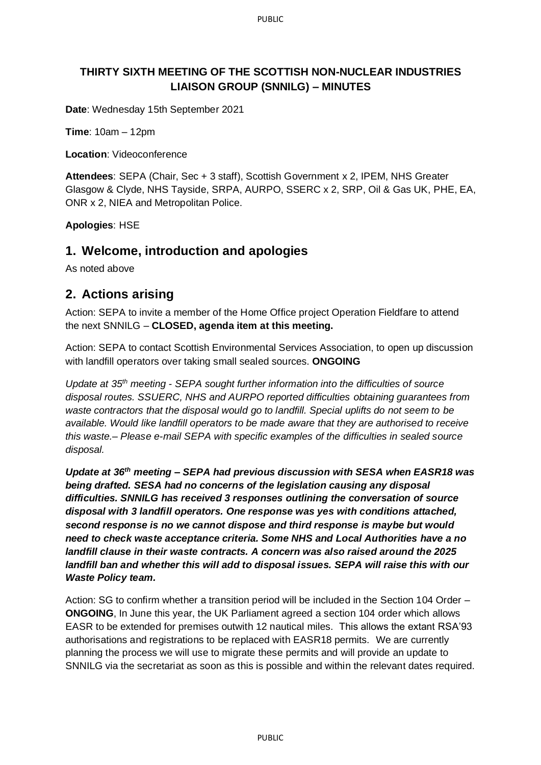**THIRTY SIXTH MEETING OF THE SCOTTISH NON-NUCLEAR INDUSTRIES LIAISON GROUP (SNNILG) – MINUTES**

**Date**: Wednesday 15th September 2021

**Time**: 10am – 12pm

**Location**: Videoconference

**Attendees**: SEPA (Chair, Sec + 3 staff), Scottish Government x 2, IPEM, NHS Greater Glasgow & Clyde, NHS Tayside, SRPA, AURPO, SSERC x 2, SRP, Oil & Gas UK, PHE, EA, ONR x 2, NIEA and Metropolitan Police.

**Apologies**: HSE

## 1. Welcome, introduction and apologies

As noted above

## 2. Actions arising

Action: SEPA to invite a member of the Home Office project Operation Fieldfare to attend the next SNNILG – **CLOSED, agenda item at this meeting.**

Action: SEPA to contact Scottish Environmental Services Association, to open up discussion with landfill operators over taking small sealed sources. **ONGOING**

*Update at 35th meeting - SEPA sought further information into the difficulties of source disposal routes. SSUERC, NHS and AURPO reported difficulties obtaining guarantees from waste contractors that the disposal would go to landfill. Special uplifts do not seem to be available. Would like landfill operators to be made aware that they are authorised to receive this waste.– Please e-mail SEPA with specific examples of the difficulties in sealed source disposal.*

***Update at 36th meeting – SEPA had previous discussion with SESA when EASR18 was being drafted. SESA had no concerns of the legislation causing any disposal difficulties. SNNILG has received 3 responses outlining the conversation of source disposal with 3 landfill operators. One response was yes with conditions attached, second response is no we cannot dispose and third response is maybe but would need to check waste acceptance criteria. Some NHS and Local Authorities have a no landfill clause in their waste contracts. A concern was also raised around the 2025 landfill ban and whether this will add to disposal issues. SEPA will raise this with our Waste Policy team.***

Action: SG to confirm whether a transition period will be included in the Section 104 Order – **ONGOING**, In June this year, the UK Parliament agreed a section 104 order which allows EASR to be extended for premises outwith 12 nautical miles. This allows the extant RSA'93 authorisations and registrations to be replaced with EASR18 permits. We are currently planning the process we will use to migrate these permits and will provide an update to SNNILG via the secretariat as soon as this is possible and within the relevant dates required.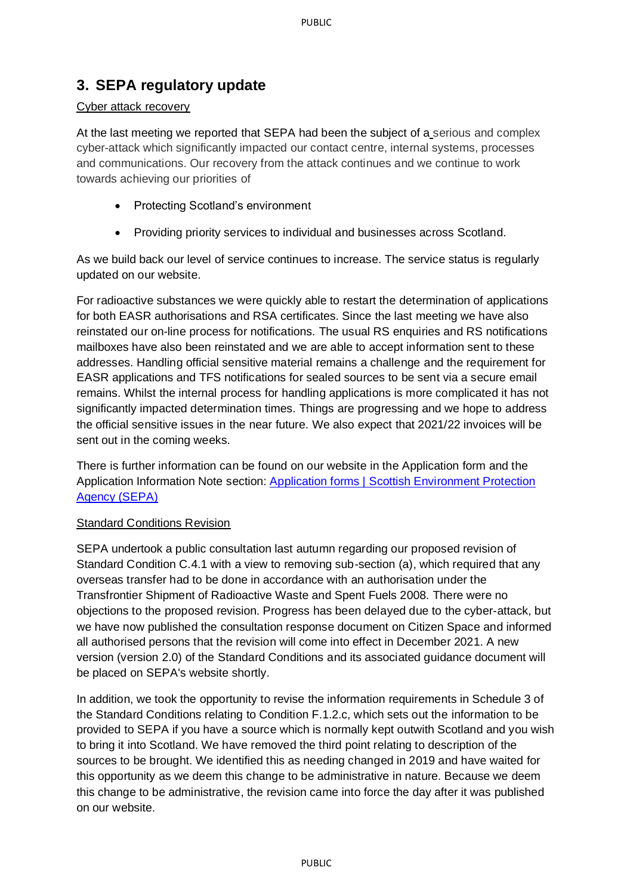## 3. SEPA regulatory update

Cyber attack recovery

At the last meeting we reported that SEPA had been the subject of a serious and complex cyber-attack which significantly impacted our contact centre, internal systems, processes and communications. Our recovery from the attack continues and we continue to work towards achieving our priorities of

- Protecting Scotland's environment
- Providing priority services to individual and businesses across Scotland.

As we build back our level of service continues to increase. The service status is regularly updated on our website.

For radioactive substances we were quickly able to restart the determination of applications for both EASR authorisations and RSA certificates. Since the last meeting we have also reinstated our on-line process for notifications. The usual RS enquiries and RS notifications mailboxes have also been reinstated and we are able to accept information sent to these addresses. Handling official sensitive material remains a challenge and the requirement for EASR applications and TFS notifications for sealed sources to be sent via a secure email remains. Whilst the internal process for handling applications is more complicated it has not significantly impacted determination times. Things are progressing and we hope to address the official sensitive issues in the near future. We also expect that 2021/22 invoices will be sent out in the coming weeks.

There is further information can be found on our website in the Application form and the Application Information Note section: [Application forms | Scottish Environment Protection Agency (SEPA)]

Standard Conditions Revision

SEPA undertook a public consultation last autumn regarding our proposed revision of Standard Condition C.4.1 with a view to removing sub-section (a), which required that any overseas transfer had to be done in accordance with an authorisation under the Transfrontier Shipment of Radioactive Waste and Spent Fuels 2008. There were no objections to the proposed revision. Progress has been delayed due to the cyber-attack, but we have now published the consultation response document on Citizen Space and informed all authorised persons that the revision will come into effect in December 2021. A new version (version 2.0) of the Standard Conditions and its associated guidance document will be placed on SEPA's website shortly.

In addition, we took the opportunity to revise the information requirements in Schedule 3 of the Standard Conditions relating to Condition F.1.2.c, which sets out the information to be provided to SEPA if you have a source which is normally kept outwith Scotland and you wish to bring it into Scotland. We have removed the third point relating to description of the sources to be brought. We identified this as needing changed in 2019 and have waited for this opportunity as we deem this change to be administrative in nature. Because we deem this change to be administrative, the revision came into force the day after it was published on our website.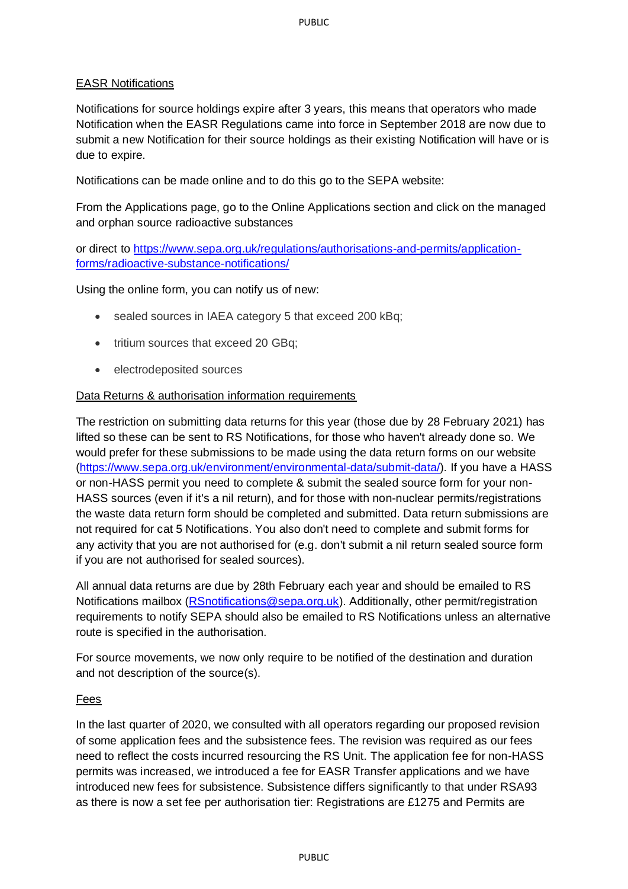EASR Notifications

Notifications for source holdings expire after 3 years, this means that operators who made Notification when the EASR Regulations came into force in September 2018 are now due to submit a new Notification for their source holdings as their existing Notification will have or is due to expire.

Notifications can be made online and to do this go to the SEPA website:

From the Applications page, go to the Online Applications section and click on the managed and orphan source radioactive substances

or direct to https://www.sepa.org.uk/regulations/authorisations-and-permits/application-forms/radioactive-substance-notifications/

Using the online form, you can notify us of new:

- sealed sources in IAEA category 5 that exceed 200 kBq;
- tritium sources that exceed 20 GBq;
- electrodeposited sources

Data Returns & authorisation information requirements

The restriction on submitting data returns for this year (those due by 28 February 2021) has lifted so these can be sent to RS Notifications, for those who haven't already done so. We would prefer for these submissions to be made using the data return forms on our website (https://www.sepa.org.uk/environment/environmental-data/submit-data/). If you have a HASS or non-HASS permit you need to complete & submit the sealed source form for your non-HASS sources (even if it's a nil return), and for those with non-nuclear permits/registrations the waste data return form should be completed and submitted. Data return submissions are not required for cat 5 Notifications. You also don't need to complete and submit forms for any activity that you are not authorised for (e.g. don't submit a nil return sealed source form if you are not authorised for sealed sources).

All annual data returns are due by 28th February each year and should be emailed to RS Notifications mailbox (RSnotifications@sepa.org.uk). Additionally, other permit/registration requirements to notify SEPA should also be emailed to RS Notifications unless an alternative route is specified in the authorisation.

For source movements, we now only require to be notified of the destination and duration and not description of the source(s).

Fees

In the last quarter of 2020, we consulted with all operators regarding our proposed revision of some application fees and the subsistence fees. The revision was required as our fees need to reflect the costs incurred resourcing the RS Unit. The application fee for non-HASS permits was increased, we introduced a fee for EASR Transfer applications and we have introduced new fees for subsistence. Subsistence differs significantly to that under RSA93 as there is now a set fee per authorisation tier: Registrations are £1275 and Permits are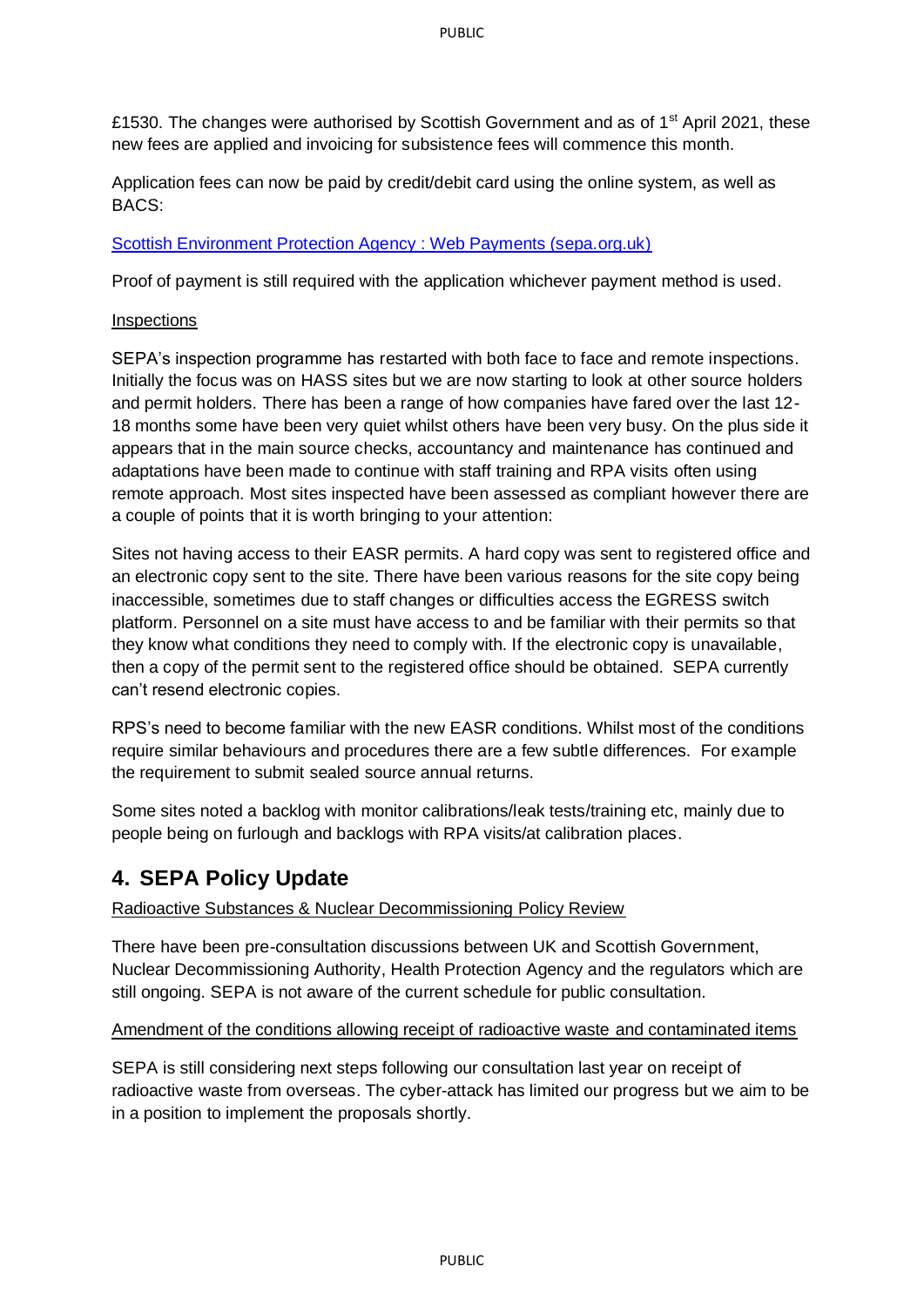£1530. The changes were authorised by Scottish Government and as of 1st April 2021, these new fees are applied and invoicing for subsistence fees will commence this month.

Application fees can now be paid by credit/debit card using the online system, as well as BACS:

[Scottish Environment Protection Agency : Web Payments (sepa.org.uk)]

Proof of payment is still required with the application whichever payment method is used.

Inspections

SEPA's inspection programme has restarted with both face to face and remote inspections. Initially the focus was on HASS sites but we are now starting to look at other source holders and permit holders. There has been a range of how companies have fared over the last 12-18 months some have been very quiet whilst others have been very busy. On the plus side it appears that in the main source checks, accountancy and maintenance has continued and adaptations have been made to continue with staff training and RPA visits often using remote approach. Most sites inspected have been assessed as compliant however there are a couple of points that it is worth bringing to your attention:

Sites not having access to their EASR permits. A hard copy was sent to registered office and an electronic copy sent to the site. There have been various reasons for the site copy being inaccessible, sometimes due to staff changes or difficulties access the EGRESS switch platform. Personnel on a site must have access to and be familiar with their permits so that they know what conditions they need to comply with. If the electronic copy is unavailable, then a copy of the permit sent to the registered office should be obtained. SEPA currently can't resend electronic copies.

RPS's need to become familiar with the new EASR conditions. Whilst most of the conditions require similar behaviours and procedures there are a few subtle differences. For example the requirement to submit sealed source annual returns.

Some sites noted a backlog with monitor calibrations/leak tests/training etc, mainly due to people being on furlough and backlogs with RPA visits/at calibration places.

## 4. SEPA Policy Update

Radioactive Substances & Nuclear Decommissioning Policy Review

There have been pre-consultation discussions between UK and Scottish Government, Nuclear Decommissioning Authority, Health Protection Agency and the regulators which are still ongoing. SEPA is not aware of the current schedule for public consultation.

Amendment of the conditions allowing receipt of radioactive waste and contaminated items

SEPA is still considering next steps following our consultation last year on receipt of radioactive waste from overseas. The cyber-attack has limited our progress but we aim to be in a position to implement the proposals shortly.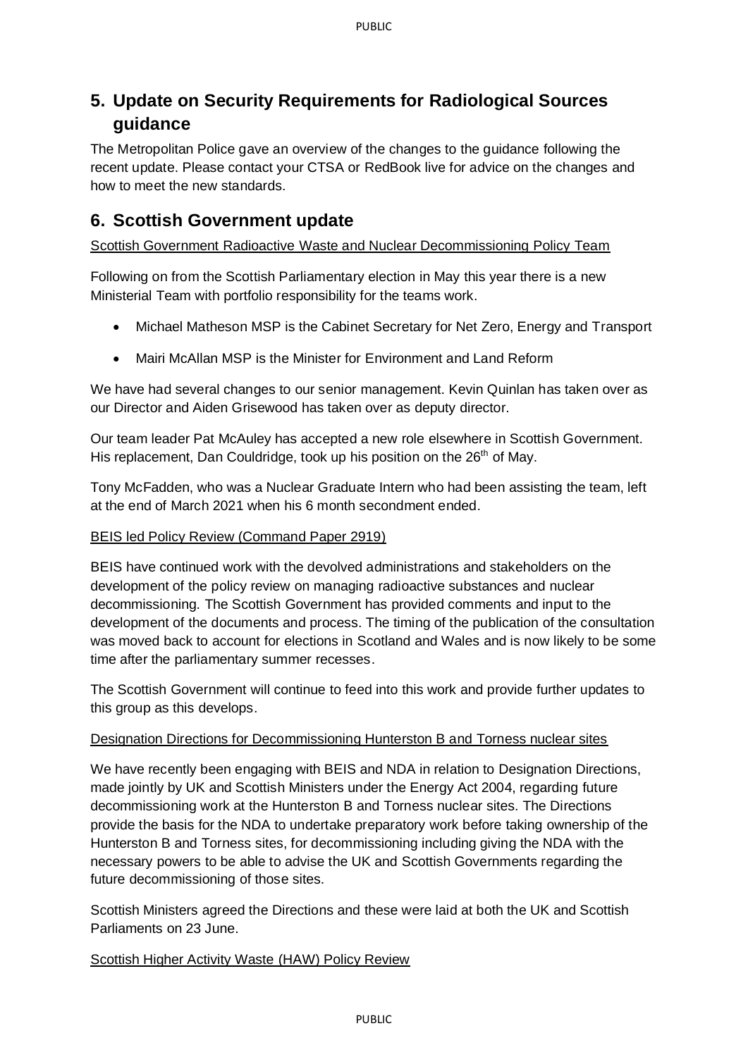## 5. Update on Security Requirements for Radiological Sources guidance

The Metropolitan Police gave an overview of the changes to the guidance following the recent update. Please contact your CTSA or RedBook live for advice on the changes and how to meet the new standards.

## 6. Scottish Government update

Scottish Government Radioactive Waste and Nuclear Decommissioning Policy Team

Following on from the Scottish Parliamentary election in May this year there is a new Ministerial Team with portfolio responsibility for the teams work.

- Michael Matheson MSP is the Cabinet Secretary for Net Zero, Energy and Transport
- Mairi McAllan MSP is the Minister for Environment and Land Reform

We have had several changes to our senior management. Kevin Quinlan has taken over as our Director and Aiden Grisewood has taken over as deputy director.

Our team leader Pat McAuley has accepted a new role elsewhere in Scottish Government. His replacement, Dan Couldridge, took up his position on the 26th of May.

Tony McFadden, who was a Nuclear Graduate Intern who had been assisting the team, left at the end of March 2021 when his 6 month secondment ended.

BEIS led Policy Review (Command Paper 2919)

BEIS have continued work with the devolved administrations and stakeholders on the development of the policy review on managing radioactive substances and nuclear decommissioning. The Scottish Government has provided comments and input to the development of the documents and process. The timing of the publication of the consultation was moved back to account for elections in Scotland and Wales and is now likely to be some time after the parliamentary summer recesses.

The Scottish Government will continue to feed into this work and provide further updates to this group as this develops.

Designation Directions for Decommissioning Hunterston B and Torness nuclear sites

We have recently been engaging with BEIS and NDA in relation to Designation Directions, made jointly by UK and Scottish Ministers under the Energy Act 2004, regarding future decommissioning work at the Hunterston B and Torness nuclear sites. The Directions provide the basis for the NDA to undertake preparatory work before taking ownership of the Hunterston B and Torness sites, for decommissioning including giving the NDA with the necessary powers to be able to advise the UK and Scottish Governments regarding the future decommissioning of those sites.

Scottish Ministers agreed the Directions and these were laid at both the UK and Scottish Parliaments on 23 June.

Scottish Higher Activity Waste (HAW) Policy Review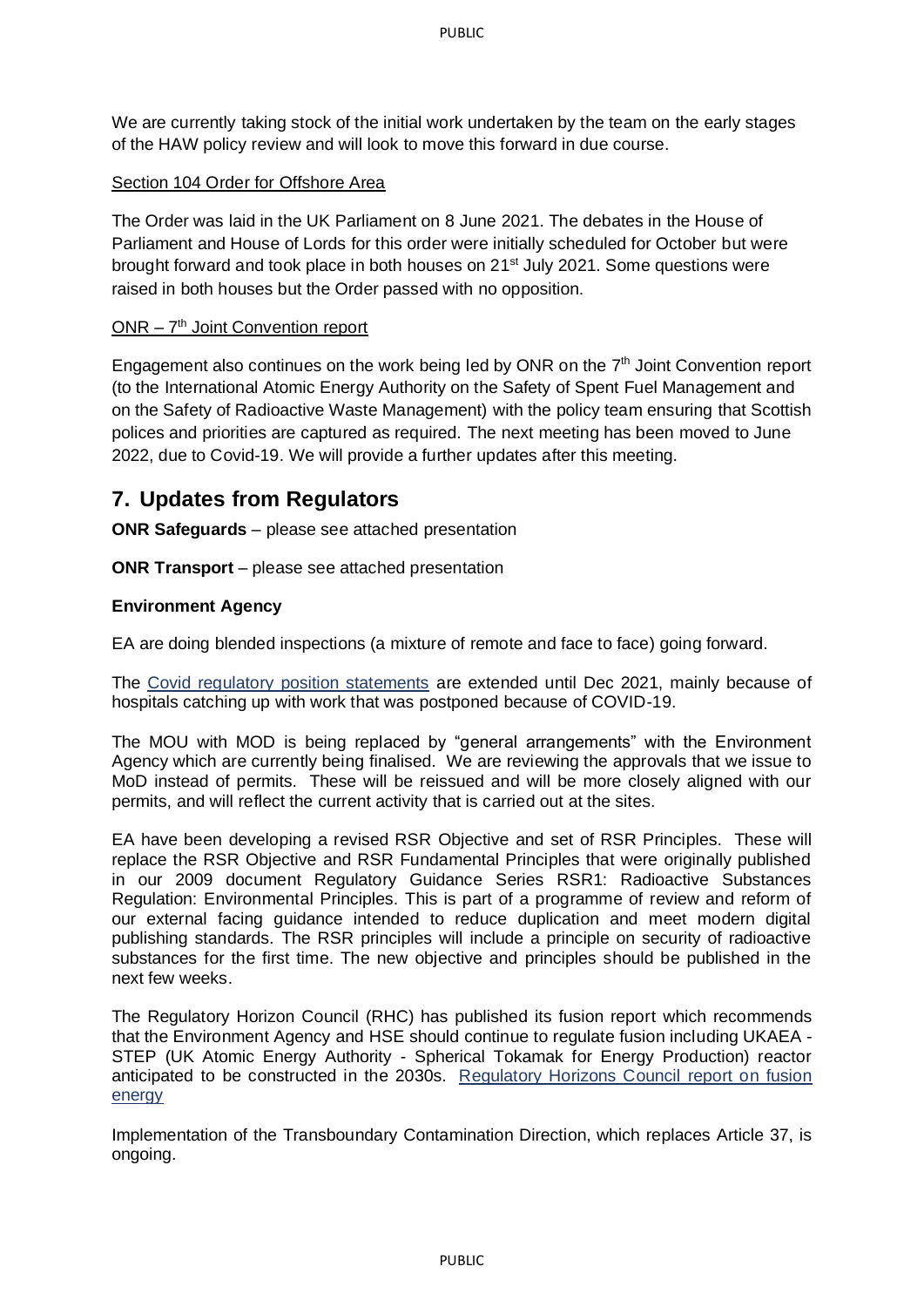We are currently taking stock of the initial work undertaken by the team on the early stages of the HAW policy review and will look to move this forward in due course.

Section 104 Order for Offshore Area

The Order was laid in the UK Parliament on 8 June 2021. The debates in the House of Parliament and House of Lords for this order were initially scheduled for October but were brought forward and took place in both houses on 21st July 2021. Some questions were raised in both houses but the Order passed with no opposition.

ONR – 7th Joint Convention report

Engagement also continues on the work being led by ONR on the 7th Joint Convention report (to the International Atomic Energy Authority on the Safety of Spent Fuel Management and on the Safety of Radioactive Waste Management) with the policy team ensuring that Scottish polices and priorities are captured as required. The next meeting has been moved to June 2022, due to Covid-19. We will provide a further updates after this meeting.

## 7. Updates from Regulators

**ONR Safeguards** – please see attached presentation

**ONR Transport** – please see attached presentation

**Environment Agency**

EA are doing blended inspections (a mixture of remote and face to face) going forward.

The Covid regulatory position statements are extended until Dec 2021, mainly because of hospitals catching up with work that was postponed because of COVID-19.

The MOU with MOD is being replaced by "general arrangements" with the Environment Agency which are currently being finalised. We are reviewing the approvals that we issue to MoD instead of permits. These will be reissued and will be more closely aligned with our permits, and will reflect the current activity that is carried out at the sites.

EA have been developing a revised RSR Objective and set of RSR Principles. These will replace the RSR Objective and RSR Fundamental Principles that were originally published in our 2009 document Regulatory Guidance Series RSR1: Radioactive Substances Regulation: Environmental Principles. This is part of a programme of review and reform of our external facing guidance intended to reduce duplication and meet modern digital publishing standards. The RSR principles will include a principle on security of radioactive substances for the first time. The new objective and principles should be published in the next few weeks.

The Regulatory Horizon Council (RHC) has published its fusion report which recommends that the Environment Agency and HSE should continue to regulate fusion including UKAEA - STEP (UK Atomic Energy Authority - Spherical Tokamak for Energy Production) reactor anticipated to be constructed in the 2030s. Regulatory Horizons Council report on fusion energy

Implementation of the Transboundary Contamination Direction, which replaces Article 37, is ongoing.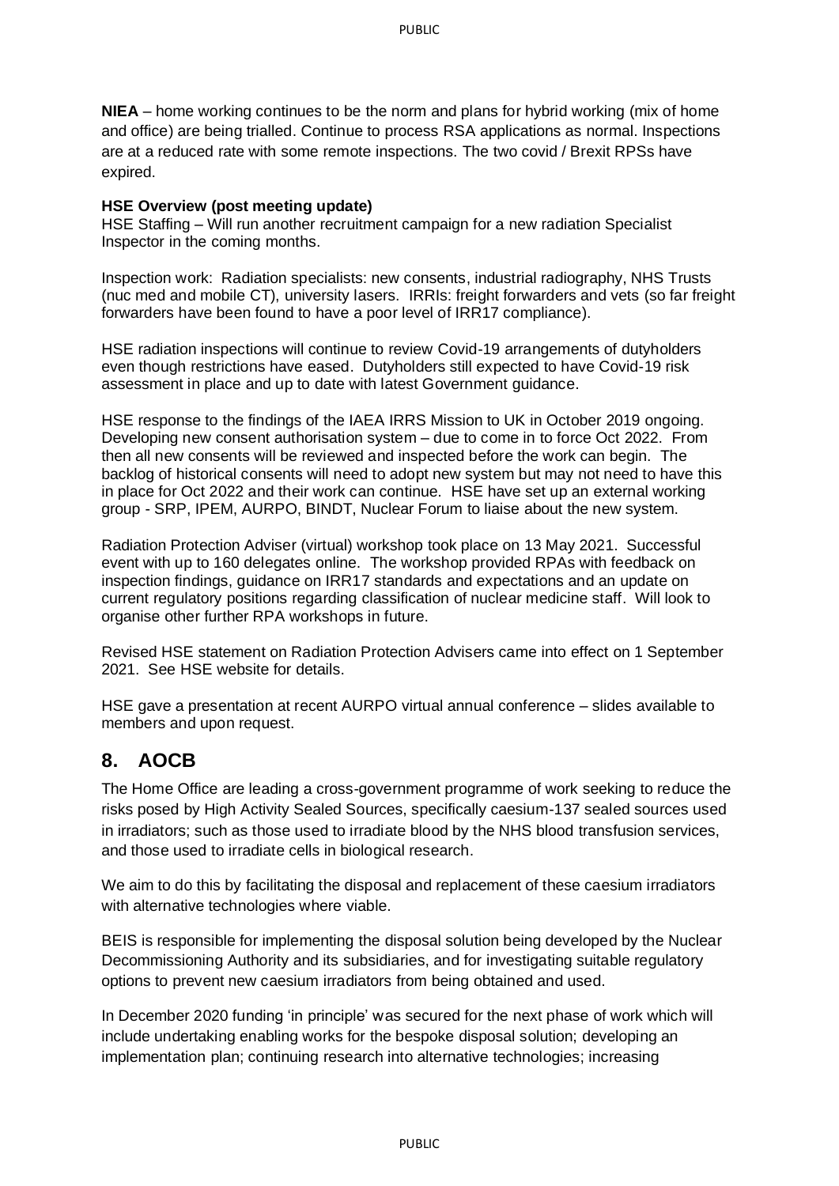**NIEA** – home working continues to be the norm and plans for hybrid working (mix of home and office) are being trialled. Continue to process RSA applications as normal. Inspections are at a reduced rate with some remote inspections. The two covid / Brexit RPSs have expired.

**HSE Overview (post meeting update)**
HSE Staffing – Will run another recruitment campaign for a new radiation Specialist Inspector in the coming months.

Inspection work: Radiation specialists: new consents, industrial radiography, NHS Trusts (nuc med and mobile CT), university lasers. IRRIs: freight forwarders and vets (so far freight forwarders have been found to have a poor level of IRR17 compliance).

HSE radiation inspections will continue to review Covid-19 arrangements of dutyholders even though restrictions have eased. Dutyholders still expected to have Covid-19 risk assessment in place and up to date with latest Government guidance.

HSE response to the findings of the IAEA IRRS Mission to UK in October 2019 ongoing. Developing new consent authorisation system – due to come in to force Oct 2022. From then all new consents will be reviewed and inspected before the work can begin. The backlog of historical consents will need to adopt new system but may not need to have this in place for Oct 2022 and their work can continue. HSE have set up an external working group - SRP, IPEM, AURPO, BINDT, Nuclear Forum to liaise about the new system.

Radiation Protection Adviser (virtual) workshop took place on 13 May 2021. Successful event with up to 160 delegates online. The workshop provided RPAs with feedback on inspection findings, guidance on IRR17 standards and expectations and an update on current regulatory positions regarding classification of nuclear medicine staff. Will look to organise other further RPA workshops in future.

Revised HSE statement on Radiation Protection Advisers came into effect on 1 September 2021. See HSE website for details.

HSE gave a presentation at recent AURPO virtual annual conference – slides available to members and upon request.

## 8. AOCB

The Home Office are leading a cross-government programme of work seeking to reduce the risks posed by High Activity Sealed Sources, specifically caesium-137 sealed sources used in irradiators; such as those used to irradiate blood by the NHS blood transfusion services, and those used to irradiate cells in biological research.

We aim to do this by facilitating the disposal and replacement of these caesium irradiators with alternative technologies where viable.

BEIS is responsible for implementing the disposal solution being developed by the Nuclear Decommissioning Authority and its subsidiaries, and for investigating suitable regulatory options to prevent new caesium irradiators from being obtained and used.

In December 2020 funding 'in principle' was secured for the next phase of work which will include undertaking enabling works for the bespoke disposal solution; developing an implementation plan; continuing research into alternative technologies; increasing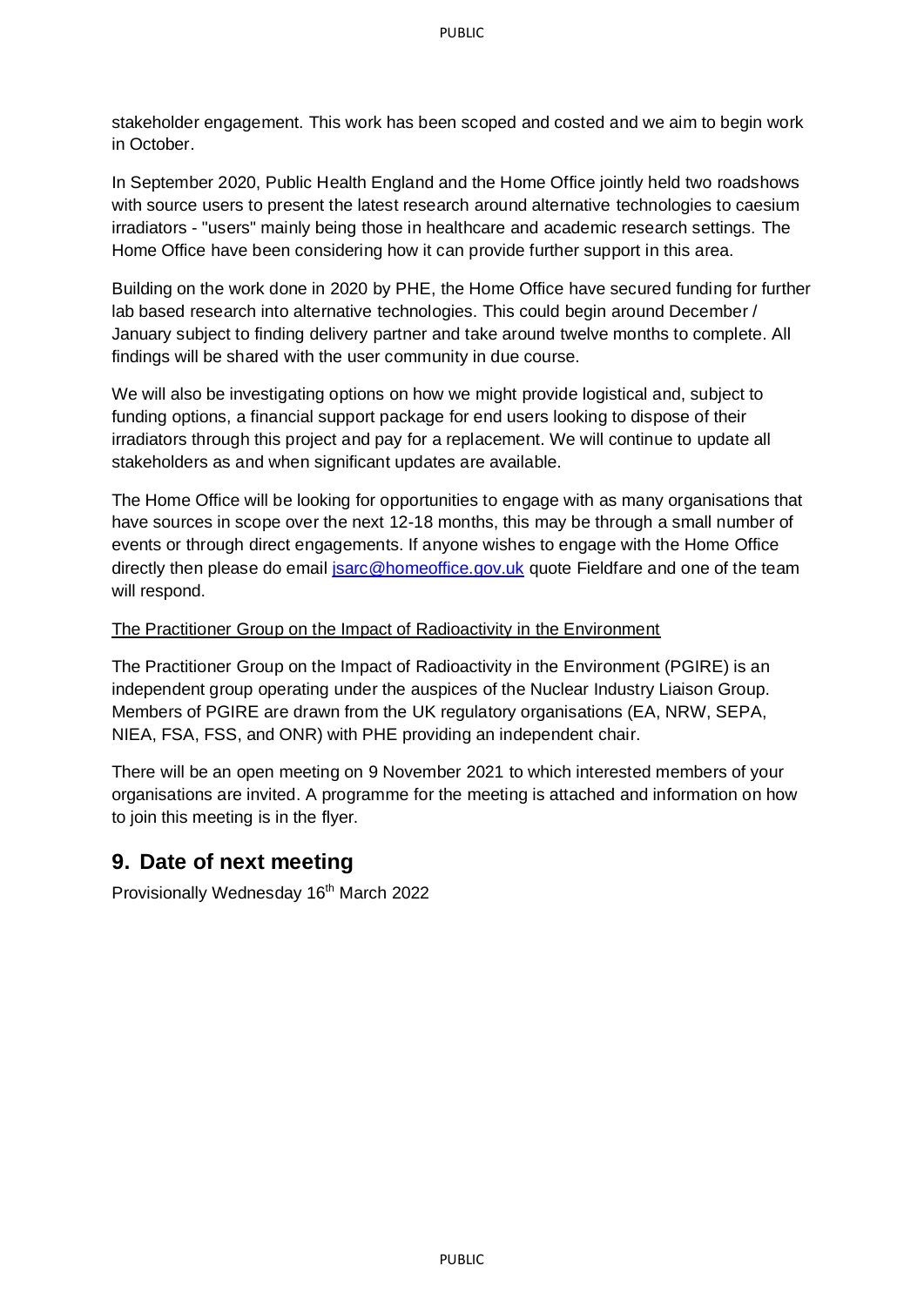stakeholder engagement. This work has been scoped and costed and we aim to begin work in October.

In September 2020, Public Health England and the Home Office jointly held two roadshows with source users to present the latest research around alternative technologies to caesium irradiators - "users" mainly being those in healthcare and academic research settings. The Home Office have been considering how it can provide further support in this area.

Building on the work done in 2020 by PHE, the Home Office have secured funding for further lab based research into alternative technologies. This could begin around December / January subject to finding delivery partner and take around twelve months to complete. All findings will be shared with the user community in due course.

We will also be investigating options on how we might provide logistical and, subject to funding options, a financial support package for end users looking to dispose of their irradiators through this project and pay for a replacement. We will continue to update all stakeholders as and when significant updates are available.

The Home Office will be looking for opportunities to engage with as many organisations that have sources in scope over the next 12-18 months, this may be through a small number of events or through direct engagements. If anyone wishes to engage with the Home Office directly then please do email [jsarc@homeoffice.gov.uk](mailto:jsarc@homeoffice.gov.uk) quote Fieldfare and one of the team will respond.

The Practitioner Group on the Impact of Radioactivity in the Environment

The Practitioner Group on the Impact of Radioactivity in the Environment (PGIRE) is an independent group operating under the auspices of the Nuclear Industry Liaison Group. Members of PGIRE are drawn from the UK regulatory organisations (EA, NRW, SEPA, NIEA, FSA, FSS, and ONR) with PHE providing an independent chair.

There will be an open meeting on 9 November 2021 to which interested members of your organisations are invited. A programme for the meeting is attached and information on how to join this meeting is in the flyer.

## 9. Date of next meeting

Provisionally Wednesday 16th March 2022